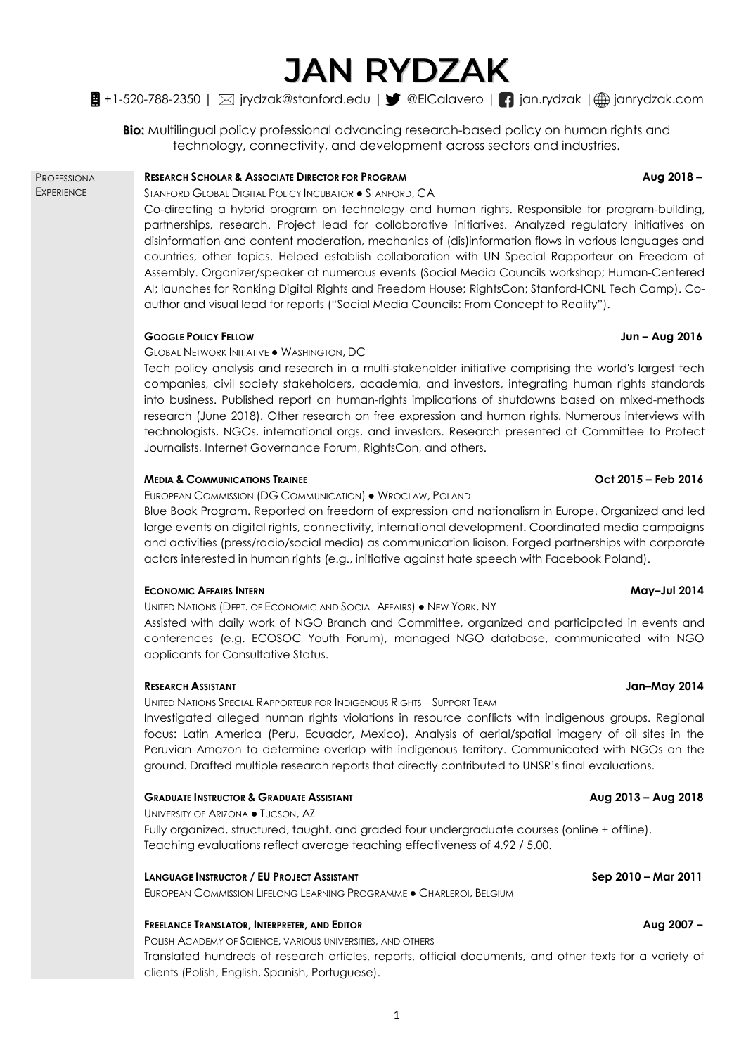# JAN RYDZAK

+1-520-788-2350 | jrydzak@stanford.edu | @ElCalavero | jan.rydzak | janrydzak.com

**Bio:** Multilingual policy professional advancing research-based policy on human rights and technology, connectivity, and development across sectors and industries.

## Professional Experience

**Research Scholar & Associate Director for Program** — **Aug 2018 –**

Stanford Global Digital Policy Incubator ● Stanford, CA

Co-directing a hybrid program on technology and human rights. Responsible for program-building, partnerships, research. Project lead for collaborative initiatives. Analyzed regulatory initiatives on disinformation and content moderation, mechanics of (dis)information flows in various languages and countries, other topics. Helped establish collaboration with UN Special Rapporteur on Freedom of Assembly. Organizer/speaker at numerous events (Social Media Councils workshop; Human-Centered AI; launches for Ranking Digital Rights and Freedom House; RightsCon; Stanford-ICNL Tech Camp). Co-author and visual lead for reports ("Social Media Councils: From Concept to Reality").

**Google Policy Fellow** — **Jun – Aug 2016**

Global Network Initiative ● Washington, DC

Tech policy analysis and research in a multi-stakeholder initiative comprising the world's largest tech companies, civil society stakeholders, academia, and investors, integrating human rights standards into business. Published report on human-rights implications of shutdowns based on mixed-methods research (June 2018). Other research on free expression and human rights. Numerous interviews with technologists, NGOs, international orgs, and investors. Research presented at Committee to Protect Journalists, Internet Governance Forum, RightsCon, and others.

**Media & Communications Trainee** — **Oct 2015 – Feb 2016**

European Commission (DG Communication) ● Wroclaw, Poland

Blue Book Program. Reported on freedom of expression and nationalism in Europe. Organized and led large events on digital rights, connectivity, international development. Coordinated media campaigns and activities (press/radio/social media) as communication liaison. Forged partnerships with corporate actors interested in human rights (e.g., initiative against hate speech with Facebook Poland).

**Economic Affairs Intern** — **May–Jul 2014**

United Nations (Dept. of Economic and Social Affairs) ● New York, NY

Assisted with daily work of NGO Branch and Committee, organized and participated in events and conferences (e.g. ECOSOC Youth Forum), managed NGO database, communicated with NGO applicants for Consultative Status.

**Research Assistant** — **Jan–May 2014**

United Nations Special Rapporteur for Indigenous Rights – Support Team

Investigated alleged human rights violations in resource conflicts with indigenous groups. Regional focus: Latin America (Peru, Ecuador, Mexico). Analysis of aerial/spatial imagery of oil sites in the Peruvian Amazon to determine overlap with indigenous territory. Communicated with NGOs on the ground. Drafted multiple research reports that directly contributed to UNSR's final evaluations.

**Graduate Instructor & Graduate Assistant** — **Aug 2013 – Aug 2018**

University of Arizona ● Tucson, AZ

Fully organized, structured, taught, and graded four undergraduate courses (online + offline).
Teaching evaluations reflect average teaching effectiveness of 4.92 / 5.00.

**Language Instructor / EU Project Assistant** — **Sep 2010 – Mar 2011**

European Commission Lifelong Learning Programme ● Charleroi, Belgium

**Freelance Translator, Interpreter, and Editor** — **Aug 2007 –**

Polish Academy of Science, various universities, and others

Translated hundreds of research articles, reports, official documents, and other texts for a variety of clients (Polish, English, Spanish, Portuguese).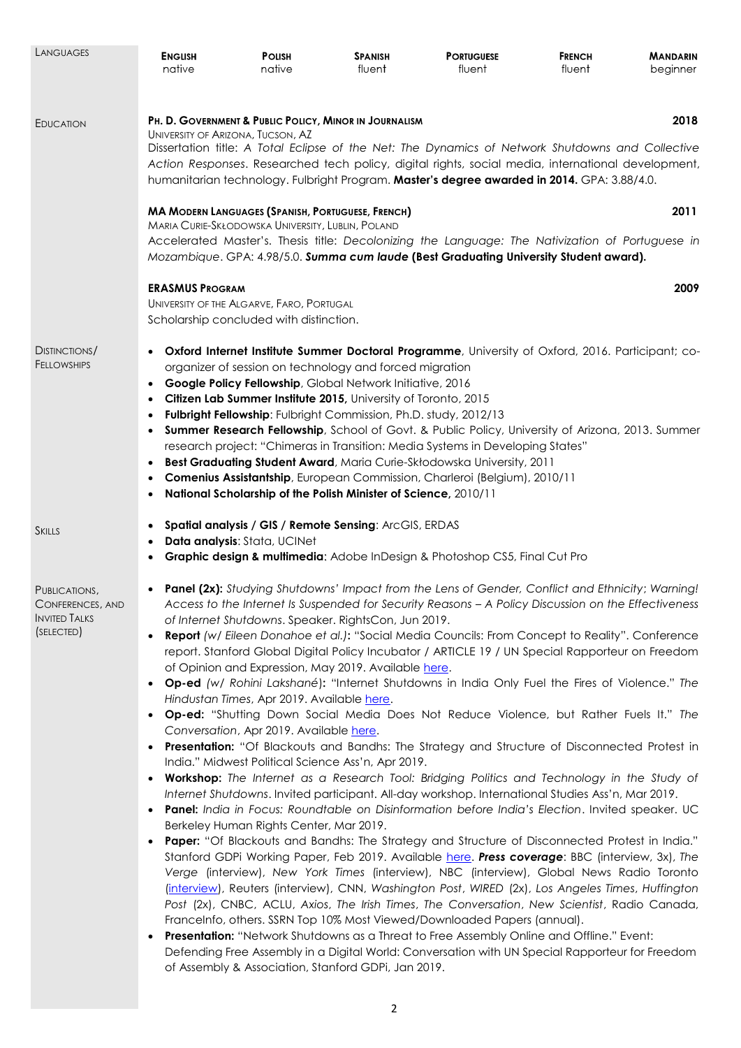## Languages

| English | Polish | Spanish | Portuguese | French | Mandarin |
|---|---|---|---|---|---|
| native | native | fluent | fluent | fluent | beginner |

## Education

**Ph. D. Government & Public Policy, Minor in Journalism** — **2018**
University of Arizona, Tucson, AZ
Dissertation title: *A Total Eclipse of the Net: The Dynamics of Network Shutdowns and Collective Action Responses*. Researched tech policy, digital rights, social media, international development, humanitarian technology. Fulbright Program. **Master's degree awarded in 2014.** GPA: 3.88/4.0.

**MA Modern Languages (Spanish, Portuguese, French)** — **2011**
Maria Curie-Skłodowska University, Lublin, Poland
Accelerated Master's. Thesis title: *Decolonizing the Language: The Nativization of Portuguese in Mozambique*. GPA: 4.98/5.0. ***Summa cum laude*** **(Best Graduating University Student award).**

**Erasmus Program** — **2009**
University of the Algarve, Faro, Portugal
Scholarship concluded with distinction.

## Distinctions/Fellowships

- **Oxford Internet Institute Summer Doctoral Programme**, University of Oxford, 2016. Participant; co-organizer of session on technology and forced migration
- **Google Policy Fellowship**, Global Network Initiative, 2016
- **Citizen Lab Summer Institute 2015,** University of Toronto, 2015
- **Fulbright Fellowship**: Fulbright Commission, Ph.D. study, 2012/13
- **Summer Research Fellowship**, School of Govt. & Public Policy, University of Arizona, 2013. Summer research project: "Chimeras in Transition: Media Systems in Developing States"
- **Best Graduating Student Award**, Maria Curie-Skłodowska University, 2011
- **Comenius Assistantship**, European Commission, Charleroi (Belgium), 2010/11
- **National Scholarship of the Polish Minister of Science,** 2010/11

## Skills

- **Spatial analysis / GIS / Remote Sensing**: ArcGIS, ERDAS
- **Data analysis**: Stata, UCINet
- **Graphic design & multimedia**: Adobe InDesign & Photoshop CS5, Final Cut Pro

## Publications, Conferences, and Invited Talks (Selected)

- **Panel (2x):** *Studying Shutdowns' Impact from the Lens of Gender, Conflict and Ethnicity; Warning! Access to the Internet Is Suspended for Security Reasons – A Policy Discussion on the Effectiveness of Internet Shutdowns*. Speaker. RightsCon, Jun 2019.
- **Report** *(w/ Eileen Donahoe et al.)***:** "Social Media Councils: From Concept to Reality". Conference report. Stanford Global Digital Policy Incubator / ARTICLE 19 / UN Special Rapporteur on Freedom of Opinion and Expression, May 2019. Available here.
- **Op-ed** *(w/ Rohini Lakshané)***:** "Internet Shutdowns in India Only Fuel the Fires of Violence." *The Hindustan Times*, Apr 2019. Available here.
- **Op-ed:** "Shutting Down Social Media Does Not Reduce Violence, but Rather Fuels It." *The Conversation*, Apr 2019. Available here.
- **Presentation:** "Of Blackouts and Bandhs: The Strategy and Structure of Disconnected Protest in India." Midwest Political Science Ass'n, Apr 2019.
- **Workshop:** *The Internet as a Research Tool: Bridging Politics and Technology in the Study of Internet Shutdowns*. Invited participant. All-day workshop. International Studies Ass'n, Mar 2019.
- **Panel:** *India in Focus: Roundtable on Disinformation before India's Election*. Invited speaker. UC Berkeley Human Rights Center, Mar 2019.
- **Paper:** "Of Blackouts and Bandhs: The Strategy and Structure of Disconnected Protest in India." Stanford GDPi Working Paper, Feb 2019. Available here. ***Press coverage***: BBC (interview, 3x), *The Verge* (interview), *New York Times* (interview), NBC (interview), Global News Radio Toronto (interview), Reuters (interview), CNN, *Washington Post*, *WIRED* (2x), *Los Angeles Times*, *Huffington Post* (2x), CNBC, ACLU, *Axios*, *The Irish Times*, *The Conversation*, *New Scientist*, Radio Canada, FranceInfo, others. SSRN Top 10% Most Viewed/Downloaded Papers (annual).
- **Presentation:** "Network Shutdowns as a Threat to Free Assembly Online and Offline." Event: Defending Free Assembly in a Digital World: Conversation with UN Special Rapporteur for Freedom of Assembly & Association, Stanford GDPi, Jan 2019.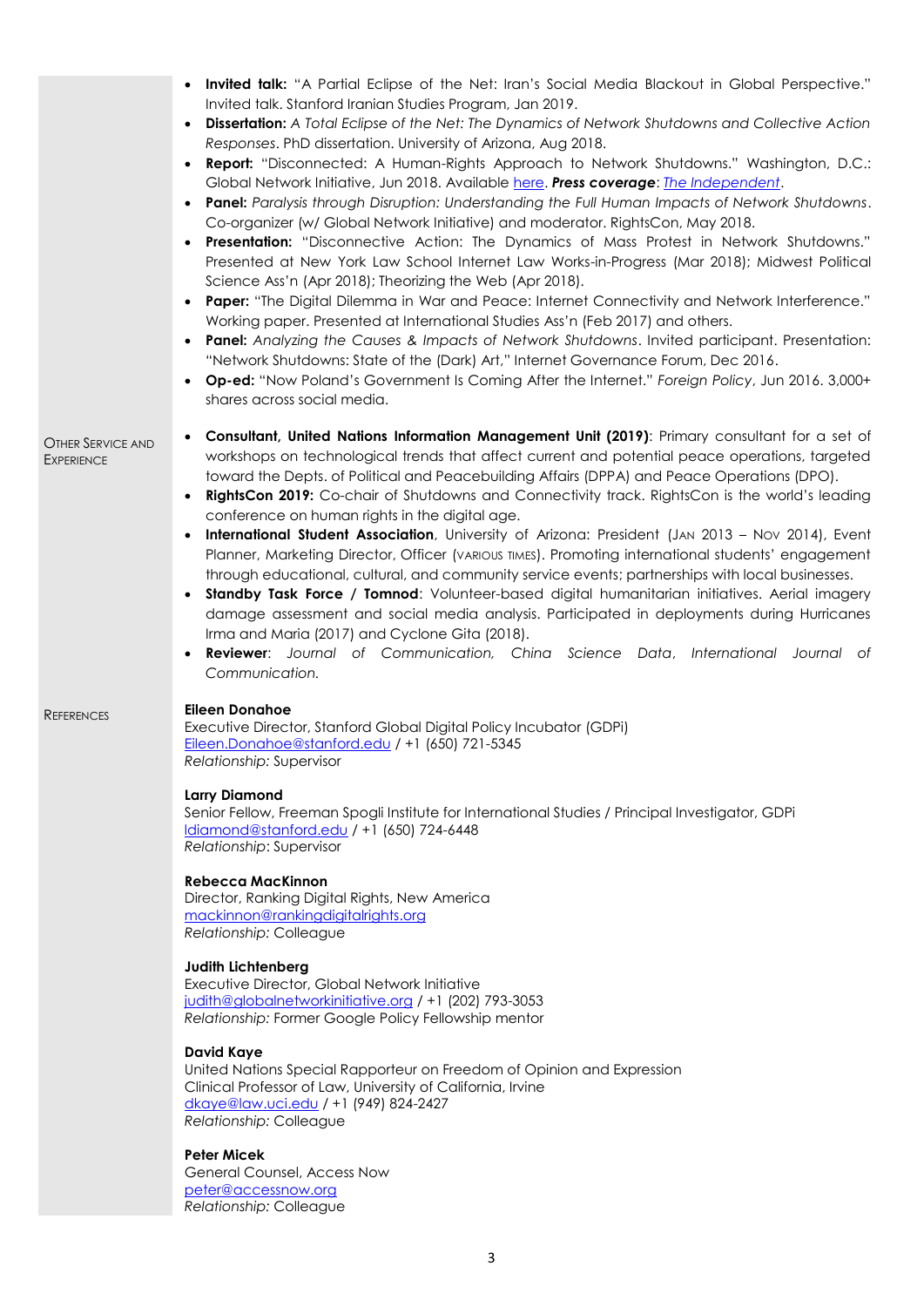- **Invited talk:** "A Partial Eclipse of the Net: Iran's Social Media Blackout in Global Perspective." Invited talk. Stanford Iranian Studies Program, Jan 2019.
- **Dissertation:** *A Total Eclipse of the Net: The Dynamics of Network Shutdowns and Collective Action Responses*. PhD dissertation. University of Arizona, Aug 2018.
- **Report:** "Disconnected: A Human-Rights Approach to Network Shutdowns." Washington, D.C.: Global Network Initiative, Jun 2018. Available here. ***Press coverage***: *The Independent*.
- **Panel:** *Paralysis through Disruption: Understanding the Full Human Impacts of Network Shutdowns*. Co-organizer (w/ Global Network Initiative) and moderator. RightsCon, May 2018.
- **Presentation:** "Disconnective Action: The Dynamics of Mass Protest in Network Shutdowns." Presented at New York Law School Internet Law Works-in-Progress (Mar 2018); Midwest Political Science Ass'n (Apr 2018); Theorizing the Web (Apr 2018).
- **Paper:** "The Digital Dilemma in War and Peace: Internet Connectivity and Network Interference." Working paper. Presented at International Studies Ass'n (Feb 2017) and others.
- **Panel:** *Analyzing the Causes & Impacts of Network Shutdowns*. Invited participant. Presentation: "Network Shutdowns: State of the (Dark) Art," Internet Governance Forum, Dec 2016.
- **Op-ed:** "Now Poland's Government Is Coming After the Internet." *Foreign Policy*, Jun 2016. 3,000+ shares across social media.

## Other Service and Experience

- **Consultant, United Nations Information Management Unit (2019)**: Primary consultant for a set of workshops on technological trends that affect current and potential peace operations, targeted toward the Depts. of Political and Peacebuilding Affairs (DPPA) and Peace Operations (DPO).
- **RightsCon 2019:** Co-chair of Shutdowns and Connectivity track. RightsCon is the world's leading conference on human rights in the digital age.
- **International Student Association**, University of Arizona: President (Jan 2013 – Nov 2014), Event Planner, Marketing Director, Officer (various times). Promoting international students' engagement through educational, cultural, and community service events; partnerships with local businesses.
- **Standby Task Force / Tomnod**: Volunteer-based digital humanitarian initiatives. Aerial imagery damage assessment and social media analysis. Participated in deployments during Hurricanes Irma and Maria (2017) and Cyclone Gita (2018).
- **Reviewer**: *Journal of Communication, China Science Data*, *International Journal of Communication.*

## References

**Eileen Donahoe**
Executive Director, Stanford Global Digital Policy Incubator (GDPi)
Eileen.Donahoe@stanford.edu / +1 (650) 721-5345
*Relationship:* Supervisor

**Larry Diamond**
Senior Fellow, Freeman Spogli Institute for International Studies / Principal Investigator, GDPi
ldiamond@stanford.edu / +1 (650) 724-6448
*Relationship*: Supervisor

**Rebecca MacKinnon**
Director, Ranking Digital Rights, New America
mackinnon@rankingdigitalrights.org
*Relationship:* Colleague

**Judith Lichtenberg**
Executive Director, Global Network Initiative
judith@globalnetworkinitiative.org / +1 (202) 793-3053
*Relationship:* Former Google Policy Fellowship mentor

**David Kaye**
United Nations Special Rapporteur on Freedom of Opinion and Expression
Clinical Professor of Law, University of California, Irvine
dkaye@law.uci.edu / +1 (949) 824-2427
*Relationship:* Colleague

**Peter Micek**
General Counsel, Access Now
peter@accessnow.org
*Relationship:* Colleague